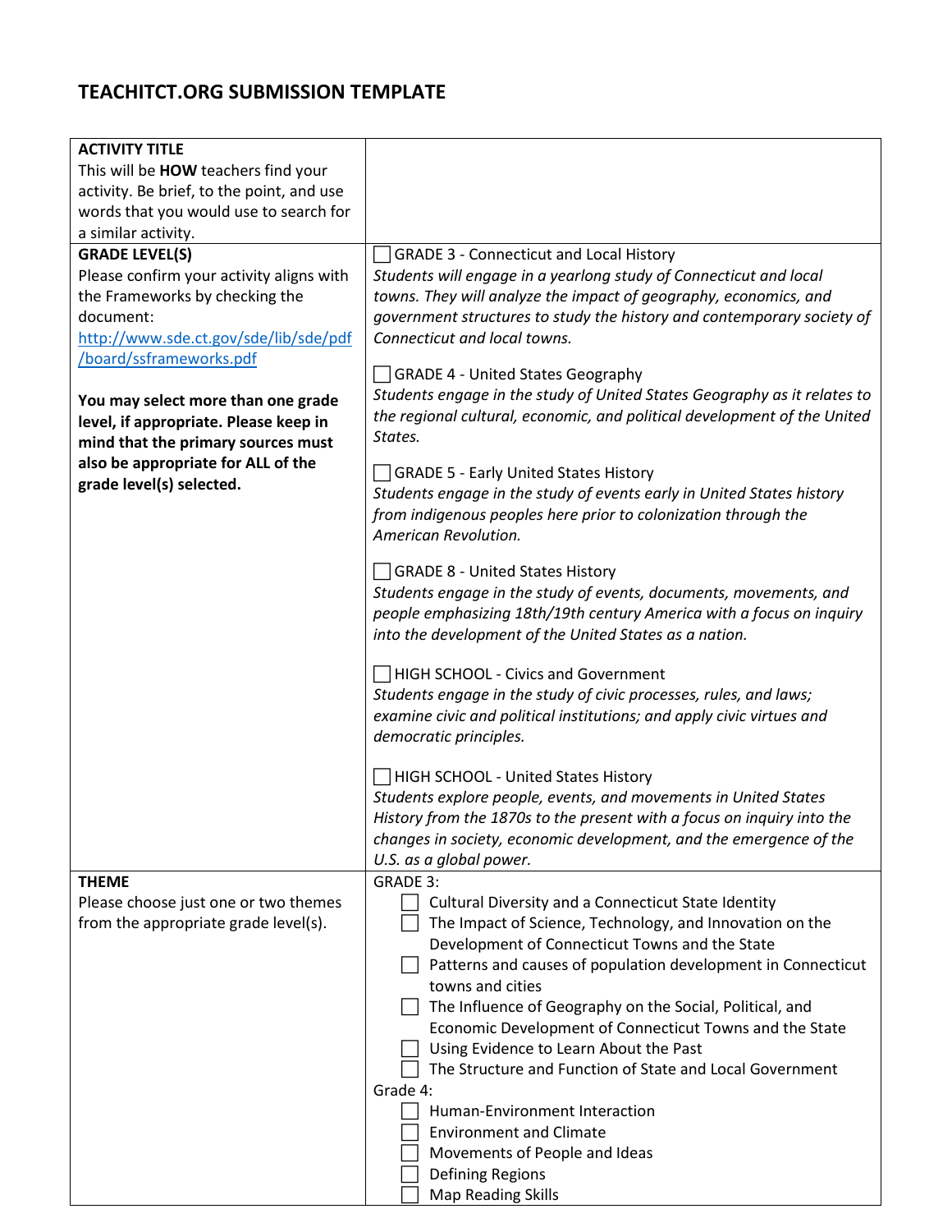# TEACHITCT.ORG SUBMISSION TEMPLATE

| | |
|---|---|
| **ACTIVITY TITLE**<br>This will be **HOW** teachers find your activity. Be brief, to the point, and use words that you would use to search for a similar activity. | |
| **GRADE LEVEL(S)**<br>Please confirm your activity aligns with the Frameworks by checking the document: http://www.sde.ct.gov/sde/lib/sde/pdf/board/ssframeworks.pdf<br><br>**You may select more than one grade level, if appropriate. Please keep in mind that the primary sources must also be appropriate for ALL of the grade level(s) selected.** | ☐ GRADE 3 - Connecticut and Local History<br>*Students will engage in a yearlong study of Connecticut and local towns. They will analyze the impact of geography, economics, and government structures to study the history and contemporary society of Connecticut and local towns.*<br><br>☐ GRADE 4 - United States Geography<br>*Students engage in the study of United States Geography as it relates to the regional cultural, economic, and political development of the United States.*<br><br>☐ GRADE 5 - Early United States History<br>*Students engage in the study of events early in United States history from indigenous peoples here prior to colonization through the American Revolution.*<br><br>☐ GRADE 8 - United States History<br>*Students engage in the study of events, documents, movements, and people emphasizing 18th/19th century America with a focus on inquiry into the development of the United States as a nation.*<br><br>☐ HIGH SCHOOL - Civics and Government<br>*Students engage in the study of civic processes, rules, and laws; examine civic and political institutions; and apply civic virtues and democratic principles.*<br><br>☐ HIGH SCHOOL - United States History<br>*Students explore people, events, and movements in United States History from the 1870s to the present with a focus on inquiry into the changes in society, economic development, and the emergence of the U.S. as a global power.* |
| **THEME**<br>Please choose just one or two themes from the appropriate grade level(s). | GRADE 3:<br>☐ Cultural Diversity and a Connecticut State Identity<br>☐ The Impact of Science, Technology, and Innovation on the Development of Connecticut Towns and the State<br>☐ Patterns and causes of population development in Connecticut towns and cities<br>☐ The Influence of Geography on the Social, Political, and Economic Development of Connecticut Towns and the State<br>☐ Using Evidence to Learn About the Past<br>☐ The Structure and Function of State and Local Government<br>Grade 4:<br>☐ Human-Environment Interaction<br>☐ Environment and Climate<br>☐ Movements of People and Ideas<br>☐ Defining Regions<br>☐ Map Reading Skills |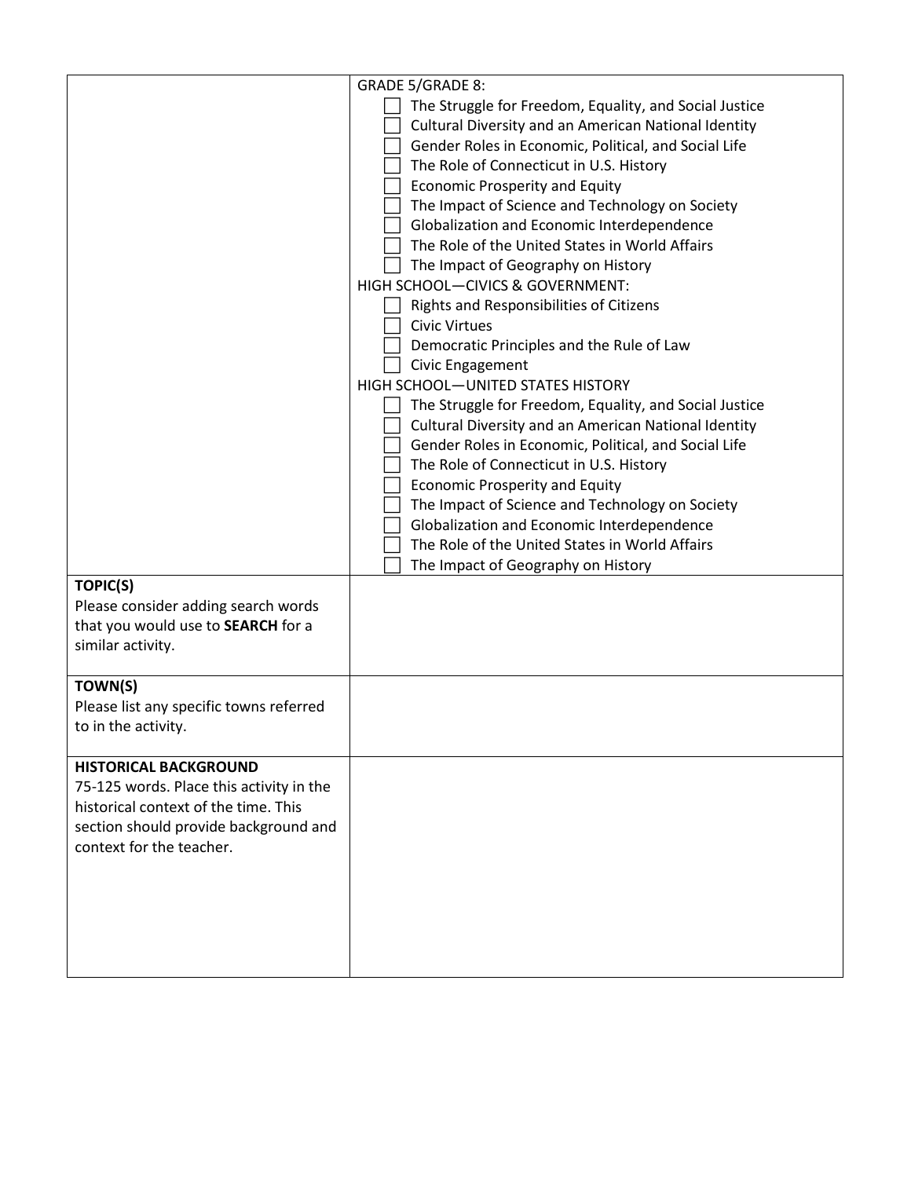| | |
|---|---|
| | GRADE 5/GRADE 8:<br>☐ The Struggle for Freedom, Equality, and Social Justice<br>☐ Cultural Diversity and an American National Identity<br>☐ Gender Roles in Economic, Political, and Social Life<br>☐ The Role of Connecticut in U.S. History<br>☐ Economic Prosperity and Equity<br>☐ The Impact of Science and Technology on Society<br>☐ Globalization and Economic Interdependence<br>☐ The Role of the United States in World Affairs<br>☐ The Impact of Geography on History<br>HIGH SCHOOL—CIVICS & GOVERNMENT:<br>☐ Rights and Responsibilities of Citizens<br>☐ Civic Virtues<br>☐ Democratic Principles and the Rule of Law<br>☐ Civic Engagement<br>HIGH SCHOOL—UNITED STATES HISTORY<br>☐ The Struggle for Freedom, Equality, and Social Justice<br>☐ Cultural Diversity and an American National Identity<br>☐ Gender Roles in Economic, Political, and Social Life<br>☐ The Role of Connecticut in U.S. History<br>☐ Economic Prosperity and Equity<br>☐ The Impact of Science and Technology on Society<br>☐ Globalization and Economic Interdependence<br>☐ The Role of the United States in World Affairs<br>☐ The Impact of Geography on History |
| **TOPIC(S)**<br>Please consider adding search words that you would use to **SEARCH** for a similar activity. | |
| **TOWN(S)**<br>Please list any specific towns referred to in the activity. | |
| **HISTORICAL BACKGROUND**<br>75-125 words. Place this activity in the historical context of the time. This section should provide background and context for the teacher. | |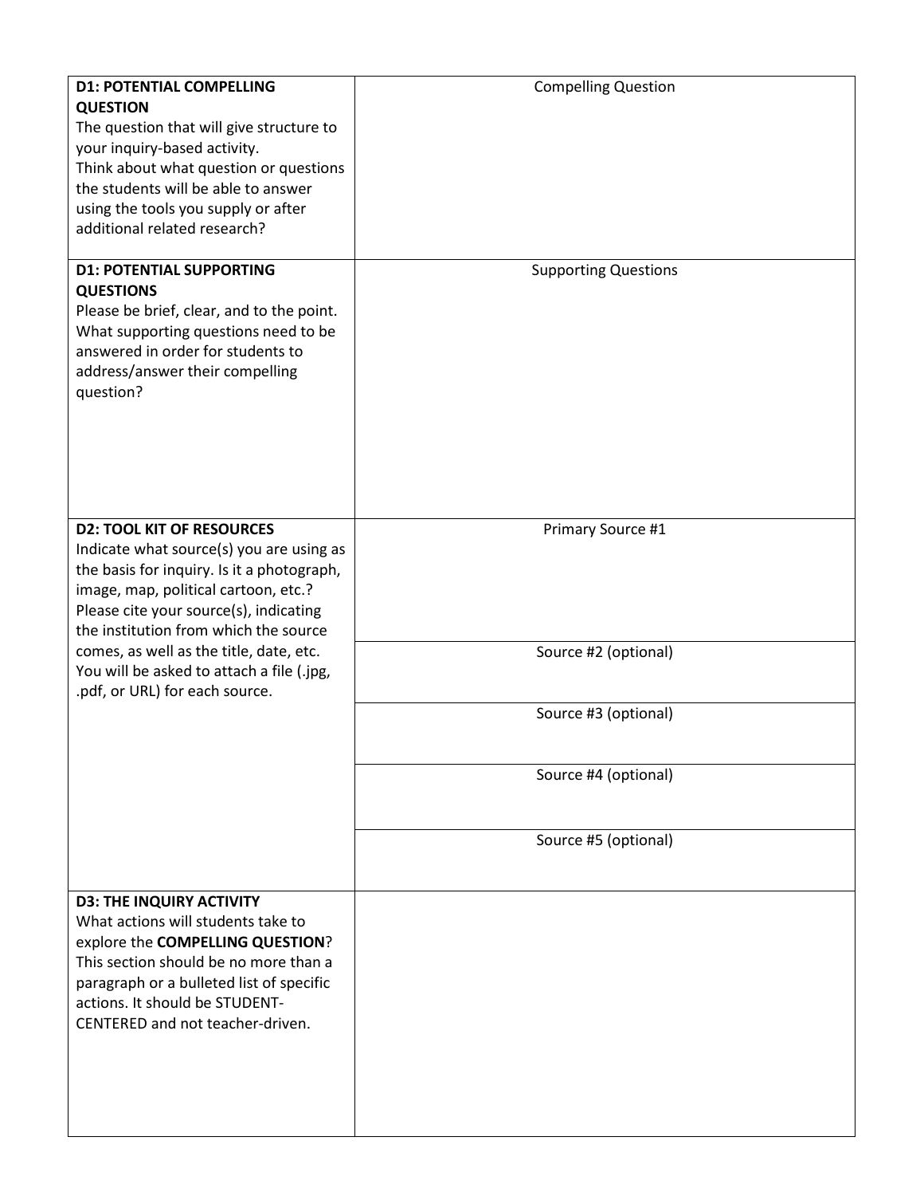| | |
|---|---|
| **D1: POTENTIAL COMPELLING QUESTION**<br>The question that will give structure to your inquiry-based activity.<br>Think about what question or questions the students will be able to answer using the tools you supply or after additional related research? | Compelling Question |
| **D1: POTENTIAL SUPPORTING QUESTIONS**<br>Please be brief, clear, and to the point. What supporting questions need to be answered in order for students to address/answer their compelling question? | Supporting Questions |
| **D2: TOOL KIT OF RESOURCES**<br>Indicate what source(s) you are using as the basis for inquiry. Is it a photograph, image, map, political cartoon, etc.?<br>Please cite your source(s), indicating the institution from which the source comes, as well as the title, date, etc. You will be asked to attach a file (.jpg, .pdf, or URL) for each source. | Primary Source #1 |
| | Source #2 (optional) |
| | Source #3 (optional) |
| | Source #4 (optional) |
| | Source #5 (optional) |
| **D3: THE INQUIRY ACTIVITY**<br>What actions will students take to explore the **COMPELLING QUESTION**? This section should be no more than a paragraph or a bulleted list of specific actions. It should be STUDENT-CENTERED and not teacher-driven. | |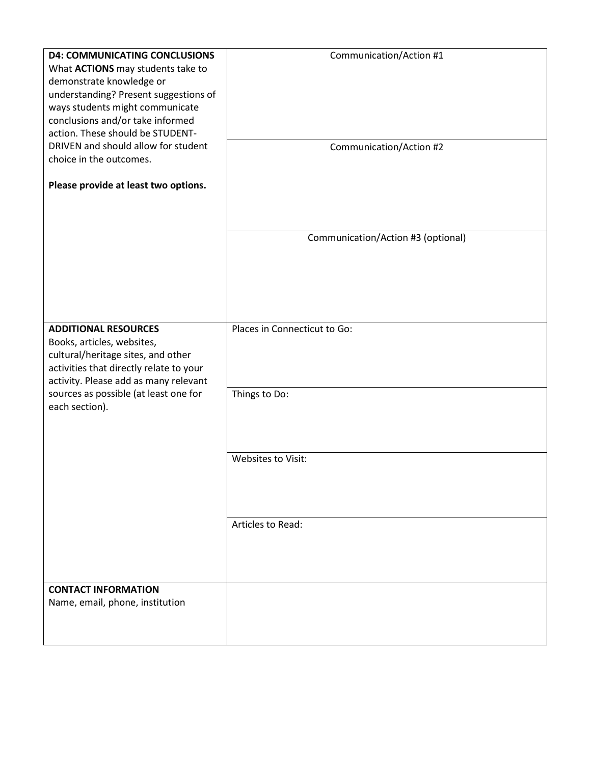| | |
|---|---|
| **D4: COMMUNICATING CONCLUSIONS**<br>What **ACTIONS** may students take to demonstrate knowledge or understanding? Present suggestions of ways students might communicate conclusions and/or take informed action. These should be STUDENT-DRIVEN and should allow for student choice in the outcomes.<br><br>**Please provide at least two options.** | Communication/Action #1 |
| | Communication/Action #2 |
| | Communication/Action #3 (optional) |
| **ADDITIONAL RESOURCES**<br>Books, articles, websites, cultural/heritage sites, and other activities that directly relate to your activity. Please add as many relevant sources as possible (at least one for each section). | Places in Connecticut to Go: |
| | Things to Do: |
| | Websites to Visit: |
| | Articles to Read: |
| **CONTACT INFORMATION**<br>Name, email, phone, institution | |